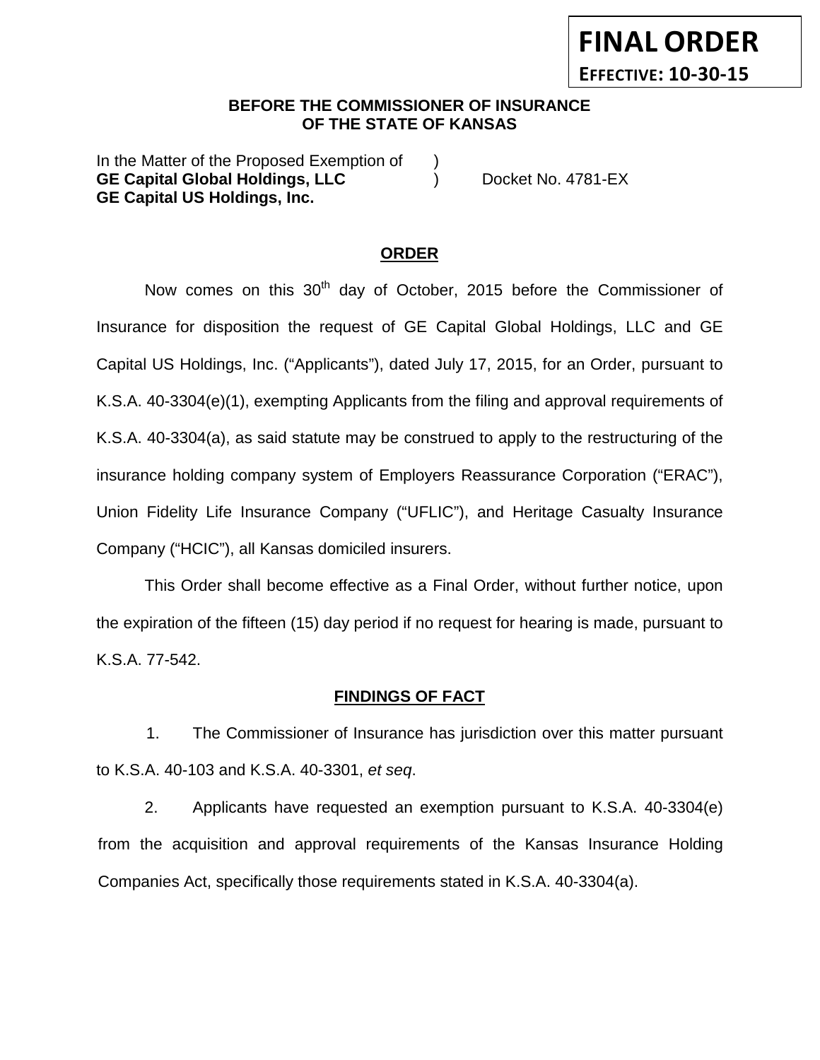**FINAL ORDER**
**EFFECTIVE: 10-30-15**

**BEFORE THE COMMISSIONER OF INSURANCE**
**OF THE STATE OF KANSAS**

In the Matter of the Proposed Exemption of )
**GE Capital Global Holdings, LLC** ) Docket No. 4781-EX
**GE Capital US Holdings, Inc.**

## ORDER

Now comes on this 30th day of October, 2015 before the Commissioner of Insurance for disposition the request of GE Capital Global Holdings, LLC and GE Capital US Holdings, Inc. ("Applicants"), dated July 17, 2015, for an Order, pursuant to K.S.A. 40-3304(e)(1), exempting Applicants from the filing and approval requirements of K.S.A. 40-3304(a), as said statute may be construed to apply to the restructuring of the insurance holding company system of Employers Reassurance Corporation ("ERAC"), Union Fidelity Life Insurance Company ("UFLIC"), and Heritage Casualty Insurance Company ("HCIC"), all Kansas domiciled insurers.

This Order shall become effective as a Final Order, without further notice, upon the expiration of the fifteen (15) day period if no request for hearing is made, pursuant to K.S.A. 77-542.

## FINDINGS OF FACT

1. The Commissioner of Insurance has jurisdiction over this matter pursuant to K.S.A. 40-103 and K.S.A. 40-3301, *et seq*.

2. Applicants have requested an exemption pursuant to K.S.A. 40-3304(e) from the acquisition and approval requirements of the Kansas Insurance Holding Companies Act, specifically those requirements stated in K.S.A. 40-3304(a).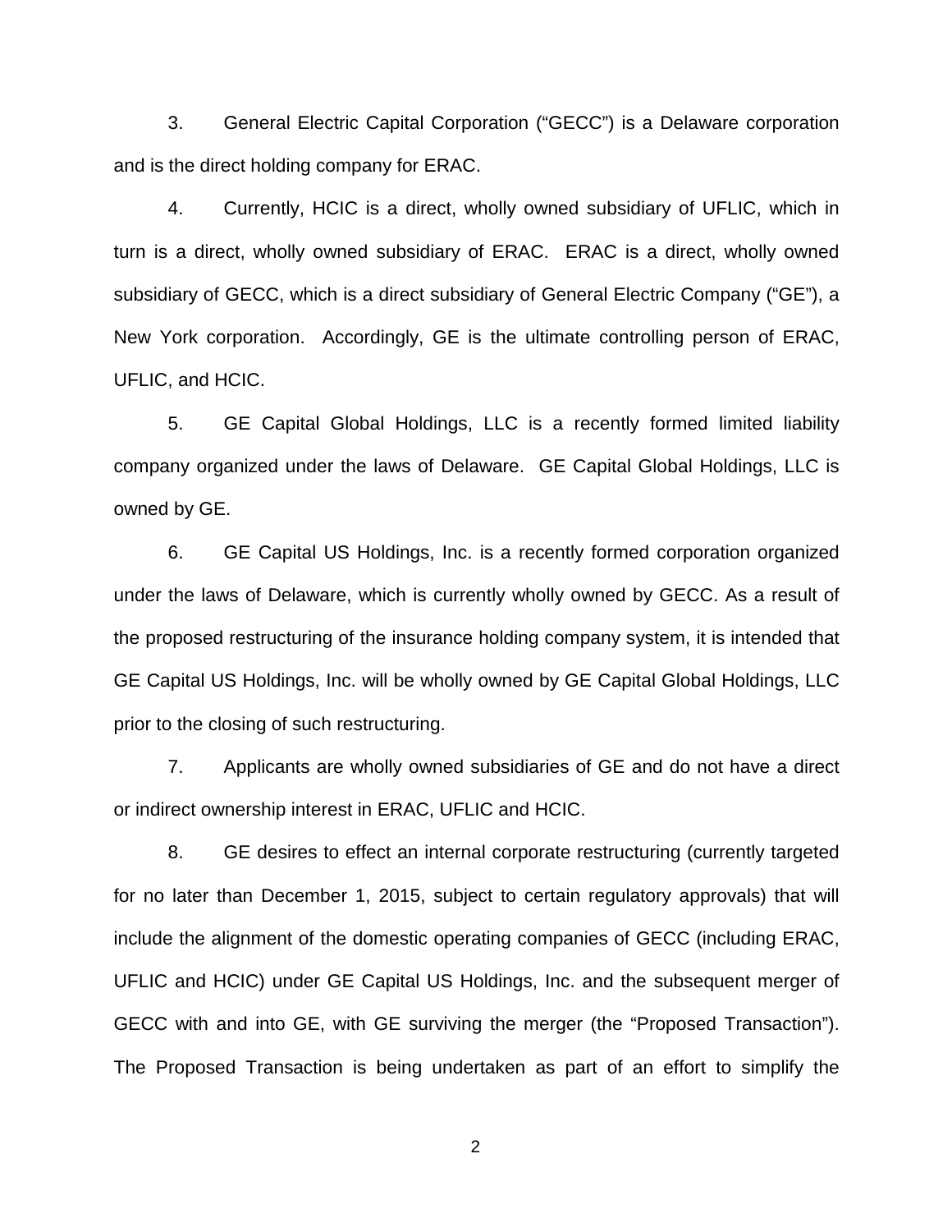3. General Electric Capital Corporation ("GECC") is a Delaware corporation and is the direct holding company for ERAC.

4. Currently, HCIC is a direct, wholly owned subsidiary of UFLIC, which in turn is a direct, wholly owned subsidiary of ERAC. ERAC is a direct, wholly owned subsidiary of GECC, which is a direct subsidiary of General Electric Company ("GE"), a New York corporation. Accordingly, GE is the ultimate controlling person of ERAC, UFLIC, and HCIC.

5. GE Capital Global Holdings, LLC is a recently formed limited liability company organized under the laws of Delaware. GE Capital Global Holdings, LLC is owned by GE.

6. GE Capital US Holdings, Inc. is a recently formed corporation organized under the laws of Delaware, which is currently wholly owned by GECC. As a result of the proposed restructuring of the insurance holding company system, it is intended that GE Capital US Holdings, Inc. will be wholly owned by GE Capital Global Holdings, LLC prior to the closing of such restructuring.

7. Applicants are wholly owned subsidiaries of GE and do not have a direct or indirect ownership interest in ERAC, UFLIC and HCIC.

8. GE desires to effect an internal corporate restructuring (currently targeted for no later than December 1, 2015, subject to certain regulatory approvals) that will include the alignment of the domestic operating companies of GECC (including ERAC, UFLIC and HCIC) under GE Capital US Holdings, Inc. and the subsequent merger of GECC with and into GE, with GE surviving the merger (the "Proposed Transaction"). The Proposed Transaction is being undertaken as part of an effort to simplify the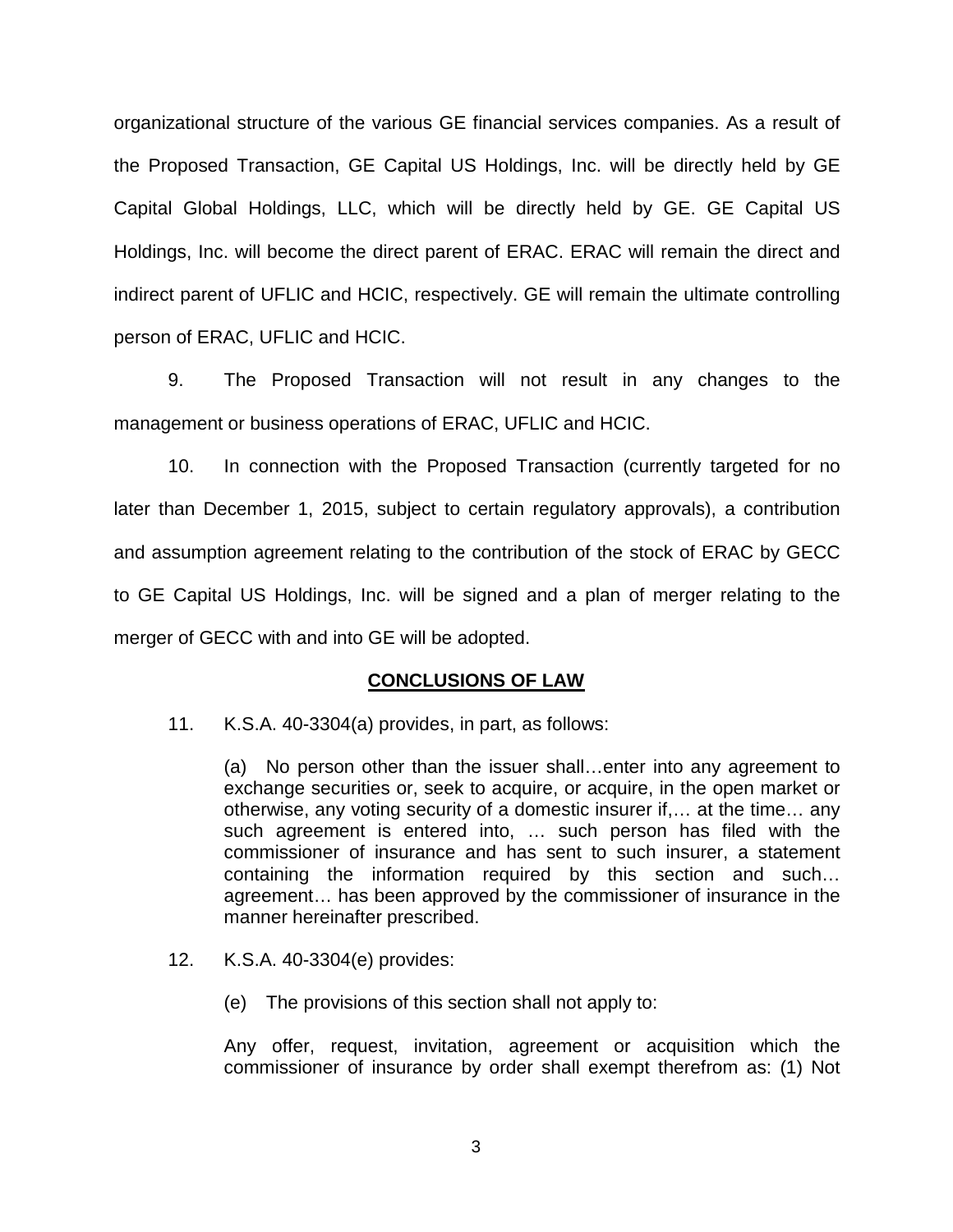organizational structure of the various GE financial services companies. As a result of the Proposed Transaction, GE Capital US Holdings, Inc. will be directly held by GE Capital Global Holdings, LLC, which will be directly held by GE. GE Capital US Holdings, Inc. will become the direct parent of ERAC. ERAC will remain the direct and indirect parent of UFLIC and HCIC, respectively. GE will remain the ultimate controlling person of ERAC, UFLIC and HCIC.

9. The Proposed Transaction will not result in any changes to the management or business operations of ERAC, UFLIC and HCIC.

10. In connection with the Proposed Transaction (currently targeted for no later than December 1, 2015, subject to certain regulatory approvals), a contribution and assumption agreement relating to the contribution of the stock of ERAC by GECC to GE Capital US Holdings, Inc. will be signed and a plan of merger relating to the merger of GECC with and into GE will be adopted.

## CONCLUSIONS OF LAW

11. K.S.A. 40-3304(a) provides, in part, as follows:

> (a) No person other than the issuer shall…enter into any agreement to exchange securities or, seek to acquire, or acquire, in the open market or otherwise, any voting security of a domestic insurer if,… at the time… any such agreement is entered into, … such person has filed with the commissioner of insurance and has sent to such insurer, a statement containing the information required by this section and such… agreement… has been approved by the commissioner of insurance in the manner hereinafter prescribed.

12. K.S.A. 40-3304(e) provides:

> (e) The provisions of this section shall not apply to:
>
> Any offer, request, invitation, agreement or acquisition which the commissioner of insurance by order shall exempt therefrom as: (1) Not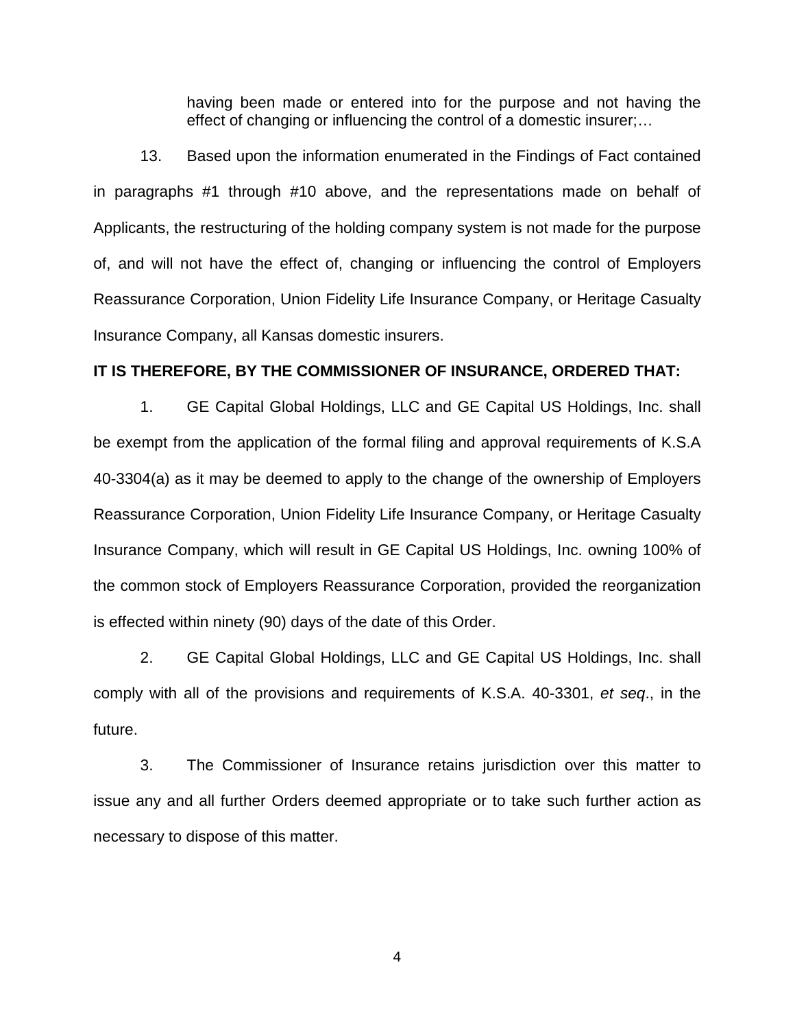> having been made or entered into for the purpose and not having the effect of changing or influencing the control of a domestic insurer;…

13. Based upon the information enumerated in the Findings of Fact contained in paragraphs #1 through #10 above, and the representations made on behalf of Applicants, the restructuring of the holding company system is not made for the purpose of, and will not have the effect of, changing or influencing the control of Employers Reassurance Corporation, Union Fidelity Life Insurance Company, or Heritage Casualty Insurance Company, all Kansas domestic insurers.

**IT IS THEREFORE, BY THE COMMISSIONER OF INSURANCE, ORDERED THAT:**

1. GE Capital Global Holdings, LLC and GE Capital US Holdings, Inc. shall be exempt from the application of the formal filing and approval requirements of K.S.A 40-3304(a) as it may be deemed to apply to the change of the ownership of Employers Reassurance Corporation, Union Fidelity Life Insurance Company, or Heritage Casualty Insurance Company, which will result in GE Capital US Holdings, Inc. owning 100% of the common stock of Employers Reassurance Corporation, provided the reorganization is effected within ninety (90) days of the date of this Order.

2. GE Capital Global Holdings, LLC and GE Capital US Holdings, Inc. shall comply with all of the provisions and requirements of K.S.A. 40-3301, *et seq*., in the future.

3. The Commissioner of Insurance retains jurisdiction over this matter to issue any and all further Orders deemed appropriate or to take such further action as necessary to dispose of this matter.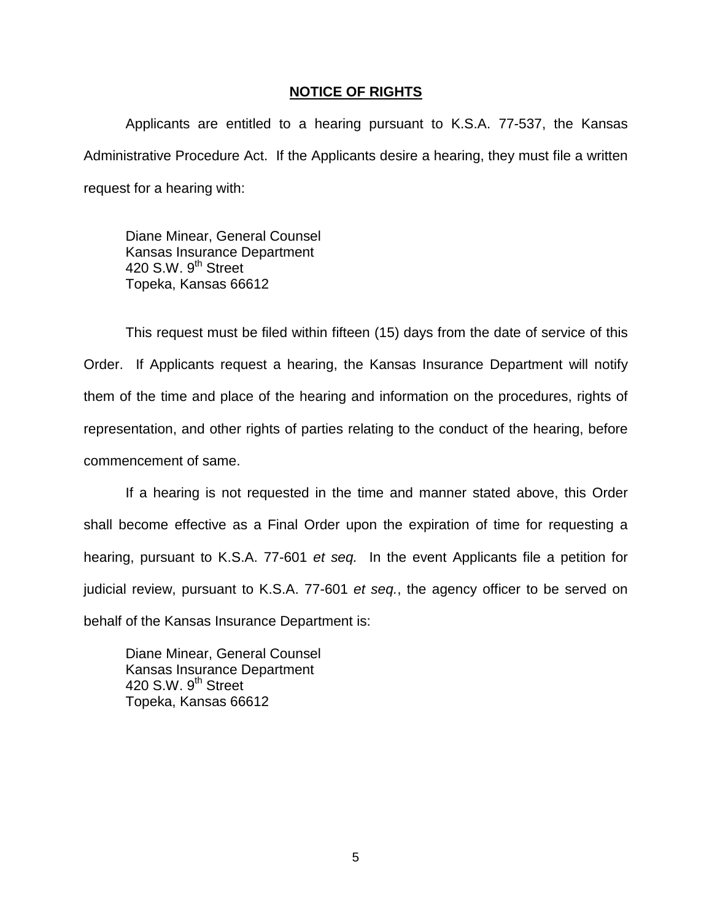## NOTICE OF RIGHTS

Applicants are entitled to a hearing pursuant to K.S.A. 77-537, the Kansas Administrative Procedure Act. If the Applicants desire a hearing, they must file a written request for a hearing with:

Diane Minear, General Counsel
Kansas Insurance Department
420 S.W. 9th Street
Topeka, Kansas 66612

This request must be filed within fifteen (15) days from the date of service of this Order. If Applicants request a hearing, the Kansas Insurance Department will notify them of the time and place of the hearing and information on the procedures, rights of representation, and other rights of parties relating to the conduct of the hearing, before commencement of same.

If a hearing is not requested in the time and manner stated above, this Order shall become effective as a Final Order upon the expiration of time for requesting a hearing, pursuant to K.S.A. 77-601 *et seq.* In the event Applicants file a petition for judicial review, pursuant to K.S.A. 77-601 *et seq.*, the agency officer to be served on behalf of the Kansas Insurance Department is:

Diane Minear, General Counsel
Kansas Insurance Department
420 S.W. 9th Street
Topeka, Kansas 66612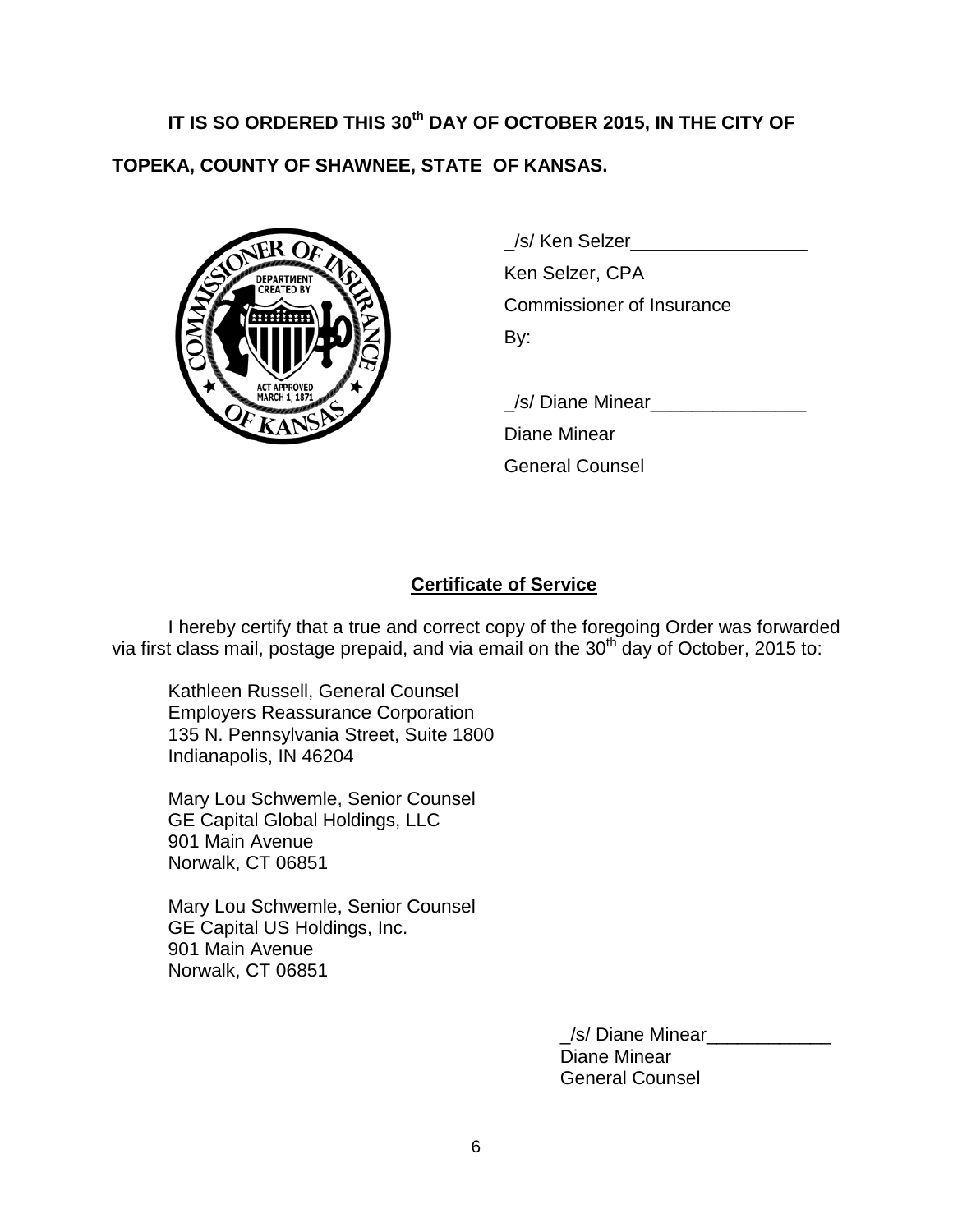**IT IS SO ORDERED THIS 30th DAY OF OCTOBER 2015, IN THE CITY OF TOPEKA, COUNTY OF SHAWNEE, STATE OF KANSAS.**

_/s/ Ken Selzer_________________
Ken Selzer, CPA
Commissioner of Insurance
By:

_/s/ Diane Minear_______________
Diane Minear
General Counsel

## Certificate of Service

I hereby certify that a true and correct copy of the foregoing Order was forwarded via first class mail, postage prepaid, and via email on the 30th day of October, 2015 to:

Kathleen Russell, General Counsel
Employers Reassurance Corporation
135 N. Pennsylvania Street, Suite 1800
Indianapolis, IN 46204

Mary Lou Schwemle, Senior Counsel
GE Capital Global Holdings, LLC
901 Main Avenue
Norwalk, CT 06851

Mary Lou Schwemle, Senior Counsel
GE Capital US Holdings, Inc.
901 Main Avenue
Norwalk, CT 06851

_/s/ Diane Minear____________
Diane Minear
General Counsel